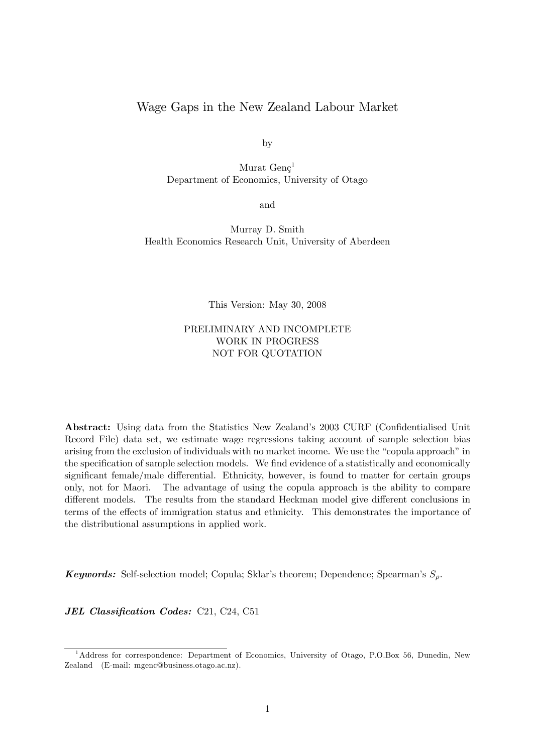# Wage Gaps in the New Zealand Labour Market

by

Murat Genç[1]
Department of Economics, University of Otago

and

Murray D. Smith
Health Economics Research Unit, University of Aberdeen

This Version: May 30, 2008

PRELIMINARY AND INCOMPLETE
WORK IN PROGRESS
NOT FOR QUOTATION

**Abstract:** Using data from the Statistics New Zealand's 2003 CURF (Confidentialised Unit Record File) data set, we estimate wage regressions taking account of sample selection bias arising from the exclusion of individuals with no market income. We use the "copula approach" in the specification of sample selection models. We find evidence of a statistically and economically significant female/male differential. Ethnicity, however, is found to matter for certain groups only, not for Maori. The advantage of using the copula approach is the ability to compare different models. The results from the standard Heckman model give different conclusions in terms of the effects of immigration status and ethnicity. This demonstrates the importance of the distributional assumptions in applied work.

***Keywords:*** Self-selection model; Copula; Sklar's theorem; Dependence; Spearman's $S_\rho$.

***JEL Classification Codes:*** C21, C24, C51

[1] Address for correspondence: Department of Economics, University of Otago, P.O.Box 56, Dunedin, New Zealand (E-mail: mgenc@business.otago.ac.nz).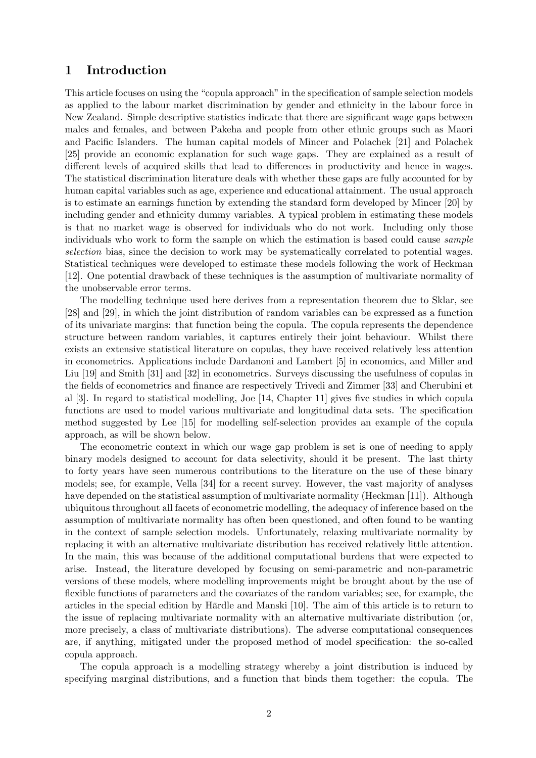# 1 Introduction

This article focuses on using the "copula approach" in the specification of sample selection models as applied to the labour market discrimination by gender and ethnicity in the labour force in New Zealand. Simple descriptive statistics indicate that there are significant wage gaps between males and females, and between Pakeha and people from other ethnic groups such as Maori and Pacific Islanders. The human capital models of Mincer and Polachek [21] and Polachek [25] provide an economic explanation for such wage gaps. They are explained as a result of different levels of acquired skills that lead to differences in productivity and hence in wages. The statistical discrimination literature deals with whether these gaps are fully accounted for by human capital variables such as age, experience and educational attainment. The usual approach is to estimate an earnings function by extending the standard form developed by Mincer [20] by including gender and ethnicity dummy variables. A typical problem in estimating these models is that no market wage is observed for individuals who do not work. Including only those individuals who work to form the sample on which the estimation is based could cause *sample selection* bias, since the decision to work may be systematically correlated to potential wages. Statistical techniques were developed to estimate these models following the work of Heckman [12]. One potential drawback of these techniques is the assumption of multivariate normality of the unobservable error terms.

The modelling technique used here derives from a representation theorem due to Sklar, see [28] and [29], in which the joint distribution of random variables can be expressed as a function of its univariate margins: that function being the copula. The copula represents the dependence structure between random variables, it captures entirely their joint behaviour. Whilst there exists an extensive statistical literature on copulas, they have received relatively less attention in econometrics. Applications include Dardanoni and Lambert [5] in economics, and Miller and Liu [19] and Smith [31] and [32] in econometrics. Surveys discussing the usefulness of copulas in the fields of econometrics and finance are respectively Trivedi and Zimmer [33] and Cherubini et al [3]. In regard to statistical modelling, Joe [14, Chapter 11] gives five studies in which copula functions are used to model various multivariate and longitudinal data sets. The specification method suggested by Lee [15] for modelling self-selection provides an example of the copula approach, as will be shown below.

The econometric context in which our wage gap problem is set is one of needing to apply binary models designed to account for data selectivity, should it be present. The last thirty to forty years have seen numerous contributions to the literature on the use of these binary models; see, for example, Vella [34] for a recent survey. However, the vast majority of analyses have depended on the statistical assumption of multivariate normality (Heckman [11]). Although ubiquitous throughout all facets of econometric modelling, the adequacy of inference based on the assumption of multivariate normality has often been questioned, and often found to be wanting in the context of sample selection models. Unfortunately, relaxing multivariate normality by replacing it with an alternative multivariate distribution has received relatively little attention. In the main, this was because of the additional computational burdens that were expected to arise. Instead, the literature developed by focusing on semi-parametric and non-parametric versions of these models, where modelling improvements might be brought about by the use of flexible functions of parameters and the covariates of the random variables; see, for example, the articles in the special edition by Härdle and Manski [10]. The aim of this article is to return to the issue of replacing multivariate normality with an alternative multivariate distribution (or, more precisely, a class of multivariate distributions). The adverse computational consequences are, if anything, mitigated under the proposed method of model specification: the so-called copula approach.

The copula approach is a modelling strategy whereby a joint distribution is induced by specifying marginal distributions, and a function that binds them together: the copula. The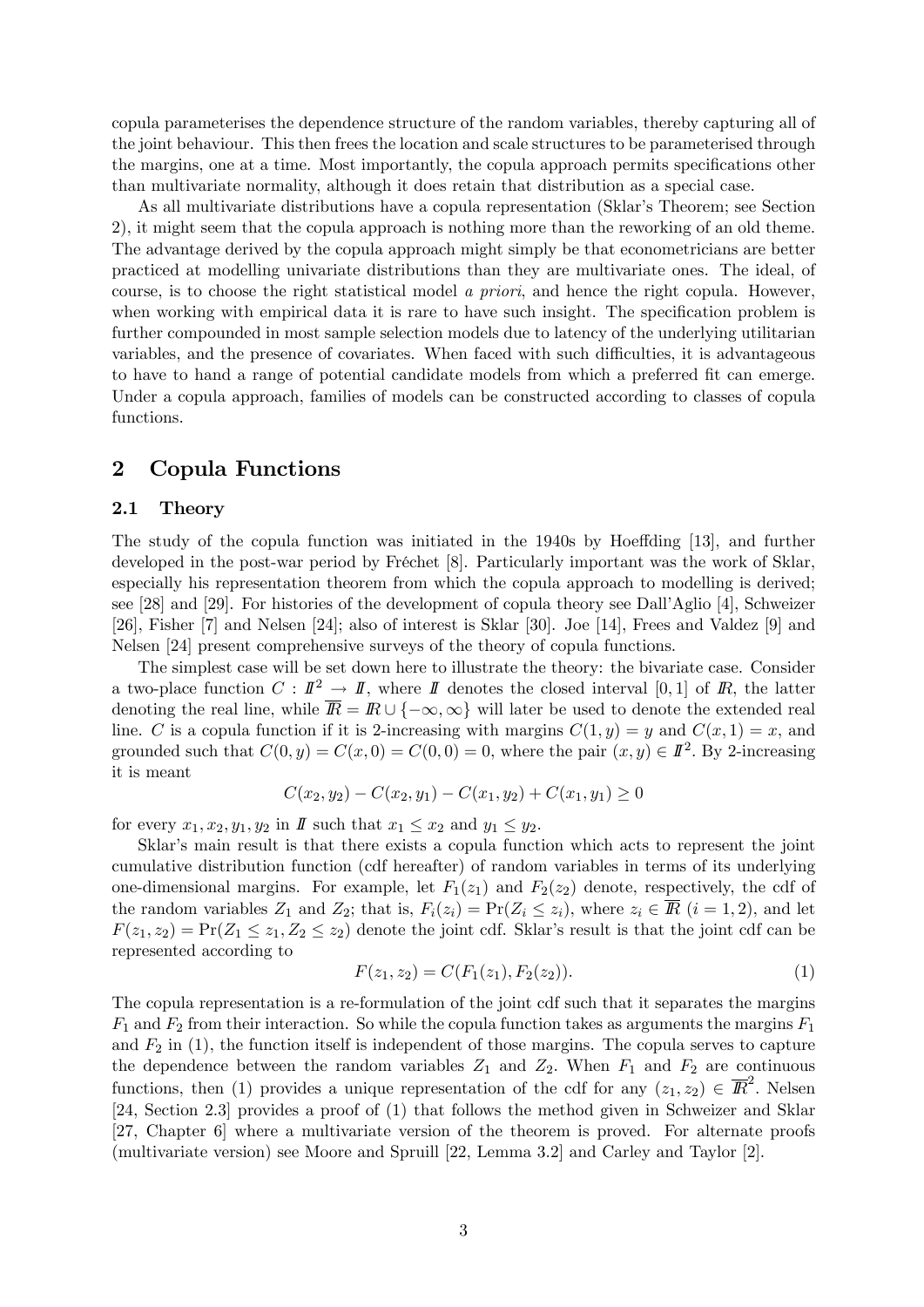copula parameterises the dependence structure of the random variables, thereby capturing all of the joint behaviour. This then frees the location and scale structures to be parameterised through the margins, one at a time. Most importantly, the copula approach permits specifications other than multivariate normality, although it does retain that distribution as a special case.

As all multivariate distributions have a copula representation (Sklar's Theorem; see Section 2), it might seem that the copula approach is nothing more than the reworking of an old theme. The advantage derived by the copula approach might simply be that econometricians are better practiced at modelling univariate distributions than they are multivariate ones. The ideal, of course, is to choose the right statistical model *a priori*, and hence the right copula. However, when working with empirical data it is rare to have such insight. The specification problem is further compounded in most sample selection models due to latency of the underlying utilitarian variables, and the presence of covariates. When faced with such difficulties, it is advantageous to have to hand a range of potential candidate models from which a preferred fit can emerge. Under a copula approach, families of models can be constructed according to classes of copula functions.

## 2 Copula Functions

### 2.1 Theory

The study of the copula function was initiated in the 1940s by Hoeffding [13], and further developed in the post-war period by Fréchet [8]. Particularly important was the work of Sklar, especially his representation theorem from which the copula approach to modelling is derived; see [28] and [29]. For histories of the development of copula theory see Dall'Aglio [4], Schweizer [26], Fisher [7] and Nelsen [24]; also of interest is Sklar [30]. Joe [14], Frees and Valdez [9] and Nelsen [24] present comprehensive surveys of the theory of copula functions.

The simplest case will be set down here to illustrate the theory: the bivariate case. Consider a two-place function $C : \mathbb{I}^2 \rightarrow \mathbb{I}$, where $\mathbb{I}$ denotes the closed interval $[0, 1]$ of $\mathbb{R}$, the latter denoting the real line, while $\overline{\mathbb{R}} = \mathbb{R} \cup \{-\infty, \infty\}$ will later be used to denote the extended real line. $C$ is a copula function if it is 2-increasing with margins $C(1, y) = y$ and $C(x, 1) = x$, and grounded such that $C(0, y) = C(x, 0) = C(0, 0) = 0$, where the pair $(x, y) \in \mathbb{I}^2$. By 2-increasing it is meant

$$C(x_2, y_2) - C(x_2, y_1) - C(x_1, y_2) + C(x_1, y_1) \geq 0$$

for every $x_1, x_2, y_1, y_2$ in $\mathbb{I}$ such that $x_1 \leq x_2$ and $y_1 \leq y_2$.

Sklar's main result is that there exists a copula function which acts to represent the joint cumulative distribution function (cdf hereafter) of random variables in terms of its underlying one-dimensional margins. For example, let $F_1(z_1)$ and $F_2(z_2)$ denote, respectively, the cdf of the random variables $Z_1$ and $Z_2$; that is, $F_i(z_i) = \Pr(Z_i \leq z_i)$, where $z_i \in \overline{\mathbb{R}}$ $(i = 1, 2)$, and let $F(z_1, z_2) = \Pr(Z_1 \leq z_1, Z_2 \leq z_2)$ denote the joint cdf. Sklar's result is that the joint cdf can be represented according to

$$F(z_1, z_2) = C(F_1(z_1), F_2(z_2)). \tag{1}$$

The copula representation is a re-formulation of the joint cdf such that it separates the margins $F_1$ and $F_2$ from their interaction. So while the copula function takes as arguments the margins $F_1$ and $F_2$ in (1), the function itself is independent of those margins. The copula serves to capture the dependence between the random variables $Z_1$ and $Z_2$. When $F_1$ and $F_2$ are continuous functions, then (1) provides a unique representation of the cdf for any $(z_1, z_2) \in \overline{\mathbb{R}}^2$. Nelsen [24, Section 2.3] provides a proof of (1) that follows the method given in Schweizer and Sklar [27, Chapter 6] where a multivariate version of the theorem is proved. For alternate proofs (multivariate version) see Moore and Spruill [22, Lemma 3.2] and Carley and Taylor [2].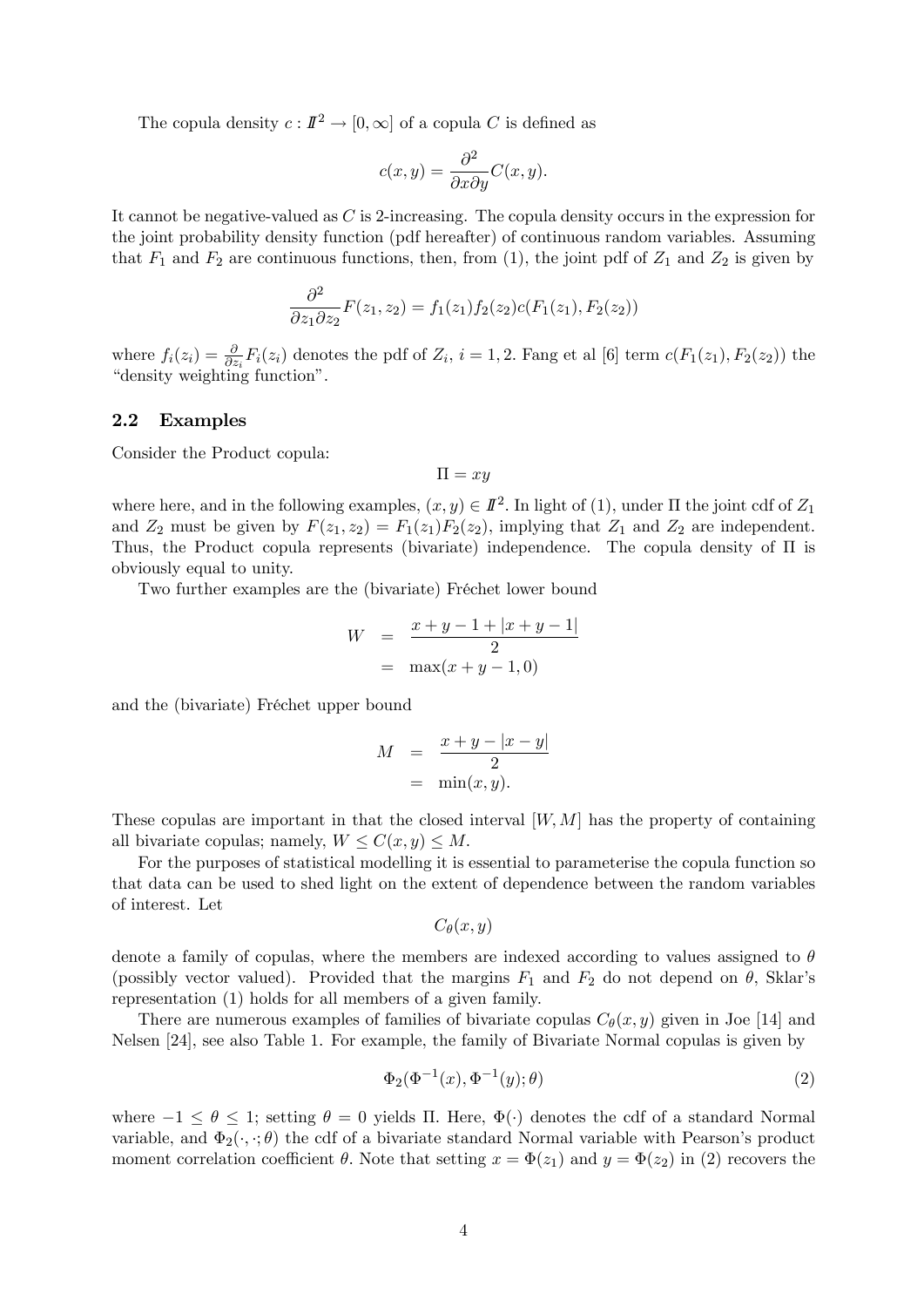The copula density $c : I\!I^2 \to [0, \infty]$ of a copula $C$ is defined as

$$c(x, y) = \frac{\partial^2}{\partial x \partial y} C(x, y).$$

It cannot be negative-valued as $C$ is 2-increasing. The copula density occurs in the expression for the joint probability density function (pdf hereafter) of continuous random variables. Assuming that $F_1$ and $F_2$ are continuous functions, then, from (1), the joint pdf of $Z_1$ and $Z_2$ is given by

$$\frac{\partial^2}{\partial z_1 \partial z_2} F(z_1, z_2) = f_1(z_1) f_2(z_2) c(F_1(z_1), F_2(z_2))$$

where $f_i(z_i) = \frac{\partial}{\partial z_i} F_i(z_i)$ denotes the pdf of $Z_i$, $i = 1, 2$. Fang et al [6] term $c(F_1(z_1), F_2(z_2))$ the "density weighting function".

### 2.2 Examples

Consider the Product copula:

$$\Pi = xy$$

where here, and in the following examples, $(x, y) \in I\!I^2$. In light of (1), under $\Pi$ the joint cdf of $Z_1$ and $Z_2$ must be given by $F(z_1, z_2) = F_1(z_1)F_2(z_2)$, implying that $Z_1$ and $Z_2$ are independent. Thus, the Product copula represents (bivariate) independence. The copula density of $\Pi$ is obviously equal to unity.

Two further examples are the (bivariate) Fréchet lower bound

$$\begin{aligned} W &= \frac{x + y - 1 + |x + y - 1|}{2} \\ &= \max(x + y - 1, 0) \end{aligned}$$

and the (bivariate) Fréchet upper bound

$$\begin{aligned} M &= \frac{x + y - |x - y|}{2} \\ &= \min(x, y). \end{aligned}$$

These copulas are important in that the closed interval $[W, M]$ has the property of containing all bivariate copulas; namely, $W \leq C(x, y) \leq M$.

For the purposes of statistical modelling it is essential to parameterise the copula function so that data can be used to shed light on the extent of dependence between the random variables of interest. Let

$$C_\theta(x, y)$$

denote a family of copulas, where the members are indexed according to values assigned to $\theta$ (possibly vector valued). Provided that the margins $F_1$ and $F_2$ do not depend on $\theta$, Sklar's representation (1) holds for all members of a given family.

There are numerous examples of families of bivariate copulas $C_\theta(x, y)$ given in Joe [14] and Nelsen [24], see also Table 1. For example, the family of Bivariate Normal copulas is given by

$$\Phi_2(\Phi^{-1}(x), \Phi^{-1}(y); \theta) \tag{2}$$

where $-1 \leq \theta \leq 1$; setting $\theta = 0$ yields $\Pi$. Here, $\Phi(\cdot)$ denotes the cdf of a standard Normal variable, and $\Phi_2(\cdot, \cdot; \theta)$ the cdf of a bivariate standard Normal variable with Pearson's product moment correlation coefficient $\theta$. Note that setting $x = \Phi(z_1)$ and $y = \Phi(z_2)$ in (2) recovers the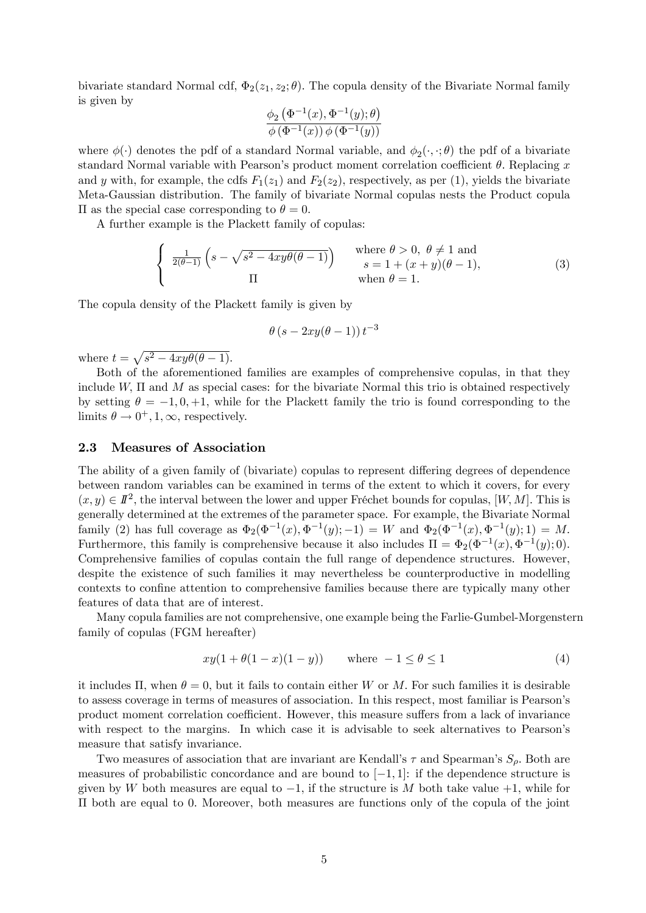bivariate standard Normal cdf, $\Phi_2(z_1, z_2; \theta)$. The copula density of the Bivariate Normal family is given by

$$\frac{\phi_2\left(\Phi^{-1}(x), \Phi^{-1}(y); \theta\right)}{\phi\left(\Phi^{-1}(x)\right)\phi\left(\Phi^{-1}(y)\right)}$$

where $\phi(\cdot)$ denotes the pdf of a standard Normal variable, and $\phi_2(\cdot, \cdot; \theta)$ the pdf of a bivariate standard Normal variable with Pearson's product moment correlation coefficient $\theta$. Replacing $x$ and $y$ with, for example, the cdfs $F_1(z_1)$ and $F_2(z_2)$, respectively, as per (1), yields the bivariate Meta-Gaussian distribution. The family of bivariate Normal copulas nests the Product copula $\Pi$ as the special case corresponding to $\theta = 0$.

A further example is the Plackett family of copulas:

$$\begin{cases} \frac{1}{2(\theta-1)}\left(s - \sqrt{s^2 - 4xy\theta(\theta-1)}\right) & \text{where } \theta > 0,\ \theta \neq 1 \text{ and } \\ & \quad s = 1 + (x+y)(\theta - 1), \\ \Pi & \text{when } \theta = 1. \end{cases} \tag{3}$$

The copula density of the Plackett family is given by

$$\theta\left(s - 2xy(\theta - 1)\right)t^{-3}$$

where $t = \sqrt{s^2 - 4xy\theta(\theta-1)}$.

Both of the aforementioned families are examples of comprehensive copulas, in that they include $W$, $\Pi$ and $M$ as special cases: for the bivariate Normal this trio is obtained respectively by setting $\theta = -1, 0, +1$, while for the Plackett family the trio is found corresponding to the limits $\theta \to 0^+, 1, \infty$, respectively.

### 2.3 Measures of Association

The ability of a given family of (bivariate) copulas to represent differing degrees of dependence between random variables can be examined in terms of the extent to which it covers, for every $(x, y) \in \mathbb{I}^2$, the interval between the lower and upper Fréchet bounds for copulas, $[W, M]$. This is generally determined at the extremes of the parameter space. For example, the Bivariate Normal family (2) has full coverage as $\Phi_2(\Phi^{-1}(x), \Phi^{-1}(y); -1) = W$ and $\Phi_2(\Phi^{-1}(x), \Phi^{-1}(y); 1) = M$. Furthermore, this family is comprehensive because it also includes $\Pi = \Phi_2(\Phi^{-1}(x), \Phi^{-1}(y); 0)$. Comprehensive families of copulas contain the full range of dependence structures. However, despite the existence of such families it may nevertheless be counterproductive in modelling contexts to confine attention to comprehensive families because there are typically many other features of data that are of interest.

Many copula families are not comprehensive, one example being the Farlie-Gumbel-Morgenstern family of copulas (FGM hereafter)

$$xy(1 + \theta(1-x)(1-y)) \qquad \text{where } -1 \leq \theta \leq 1 \tag{4}$$

it includes $\Pi$, when $\theta = 0$, but it fails to contain either $W$ or $M$. For such families it is desirable to assess coverage in terms of measures of association. In this respect, most familiar is Pearson's product moment correlation coefficient. However, this measure suffers from a lack of invariance with respect to the margins. In which case it is advisable to seek alternatives to Pearson's measure that satisfy invariance.

Two measures of association that are invariant are Kendall's $\tau$ and Spearman's $S_\rho$. Both are measures of probabilistic concordance and are bound to $[-1, 1]$: if the dependence structure is given by $W$ both measures are equal to $-1$, if the structure is $M$ both take value $+1$, while for $\Pi$ both are equal to 0. Moreover, both measures are functions only of the copula of the joint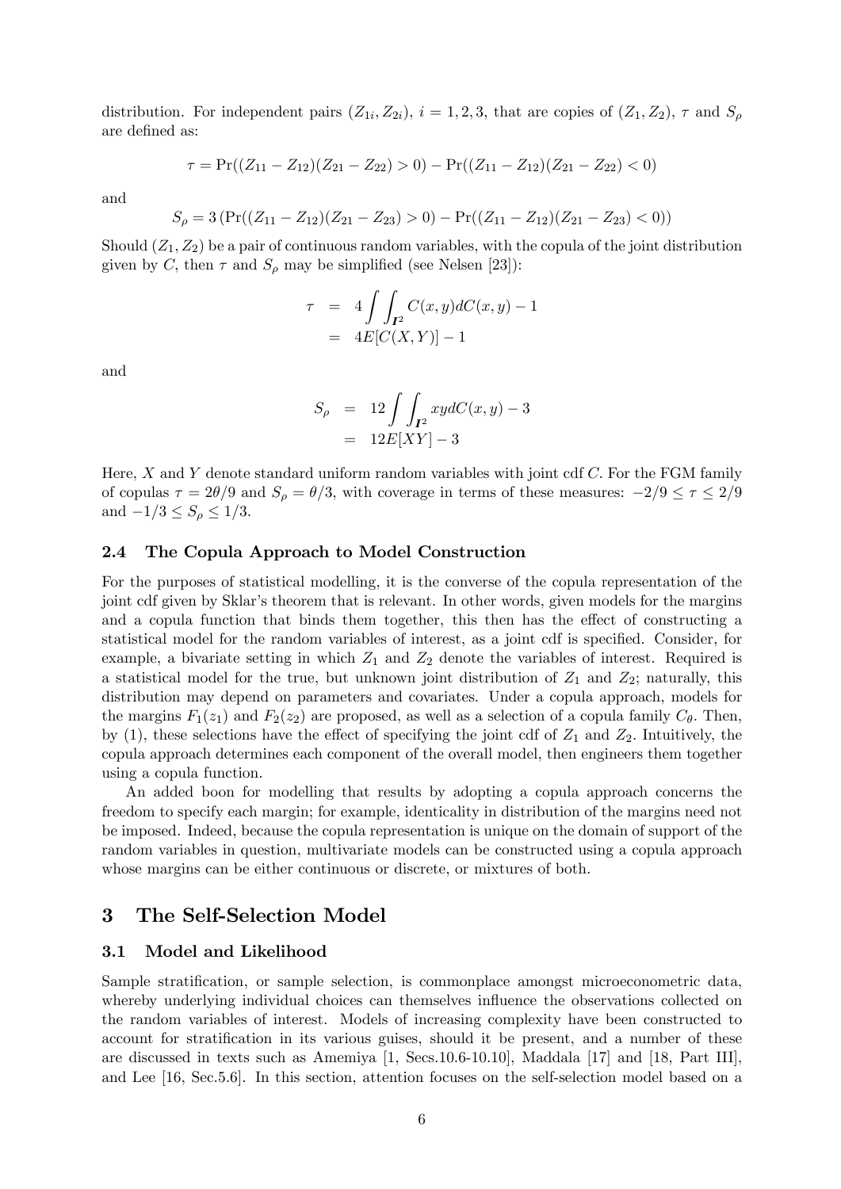distribution. For independent pairs $(Z_{1i}, Z_{2i})$, $i = 1, 2, 3$, that are copies of $(Z_1, Z_2)$, $\tau$ and $S_\rho$ are defined as:

$$\tau = \Pr((Z_{11} - Z_{12})(Z_{21} - Z_{22}) > 0) - \Pr((Z_{11} - Z_{12})(Z_{21} - Z_{22}) < 0)$$

and

$$S_\rho = 3\left(\Pr((Z_{11} - Z_{12})(Z_{21} - Z_{23}) > 0) - \Pr((Z_{11} - Z_{12})(Z_{21} - Z_{23}) < 0)\right)$$

Should $(Z_1, Z_2)$ be a pair of continuous random variables, with the copula of the joint distribution given by $C$, then $\tau$ and $S_\rho$ may be simplified (see Nelsen [23]):

$$\begin{aligned}
\tau &= 4\int\int_{\boldsymbol{I}^2} C(x,y)dC(x,y) - 1 \\
&= 4E[C(X,Y)] - 1
\end{aligned}$$

and

$$\begin{aligned}
S_\rho &= 12\int\int_{\boldsymbol{I}^2} xy dC(x,y) - 3 \\
&= 12E[XY] - 3
\end{aligned}$$

Here, $X$ and $Y$ denote standard uniform random variables with joint cdf $C$. For the FGM family of copulas $\tau = 2\theta/9$ and $S_\rho = \theta/3$, with coverage in terms of these measures: $-2/9 \leq \tau \leq 2/9$ and $-1/3 \leq S_\rho \leq 1/3$.

### 2.4 The Copula Approach to Model Construction

For the purposes of statistical modelling, it is the converse of the copula representation of the joint cdf given by Sklar's theorem that is relevant. In other words, given models for the margins and a copula function that binds them together, this then has the effect of constructing a statistical model for the random variables of interest, as a joint cdf is specified. Consider, for example, a bivariate setting in which $Z_1$ and $Z_2$ denote the variables of interest. Required is a statistical model for the true, but unknown joint distribution of $Z_1$ and $Z_2$; naturally, this distribution may depend on parameters and covariates. Under a copula approach, models for the margins $F_1(z_1)$ and $F_2(z_2)$ are proposed, as well as a selection of a copula family $C_\theta$. Then, by (1), these selections have the effect of specifying the joint cdf of $Z_1$ and $Z_2$. Intuitively, the copula approach determines each component of the overall model, then engineers them together using a copula function.

An added boon for modelling that results by adopting a copula approach concerns the freedom to specify each margin; for example, identicality in distribution of the margins need not be imposed. Indeed, because the copula representation is unique on the domain of support of the random variables in question, multivariate models can be constructed using a copula approach whose margins can be either continuous or discrete, or mixtures of both.

## 3 The Self-Selection Model

### 3.1 Model and Likelihood

Sample stratification, or sample selection, is commonplace amongst microeconometric data, whereby underlying individual choices can themselves influence the observations collected on the random variables of interest. Models of increasing complexity have been constructed to account for stratification in its various guises, should it be present, and a number of these are discussed in texts such as Amemiya [1, Secs.10.6-10.10], Maddala [17] and [18, Part III], and Lee [16, Sec.5.6]. In this section, attention focuses on the self-selection model based on a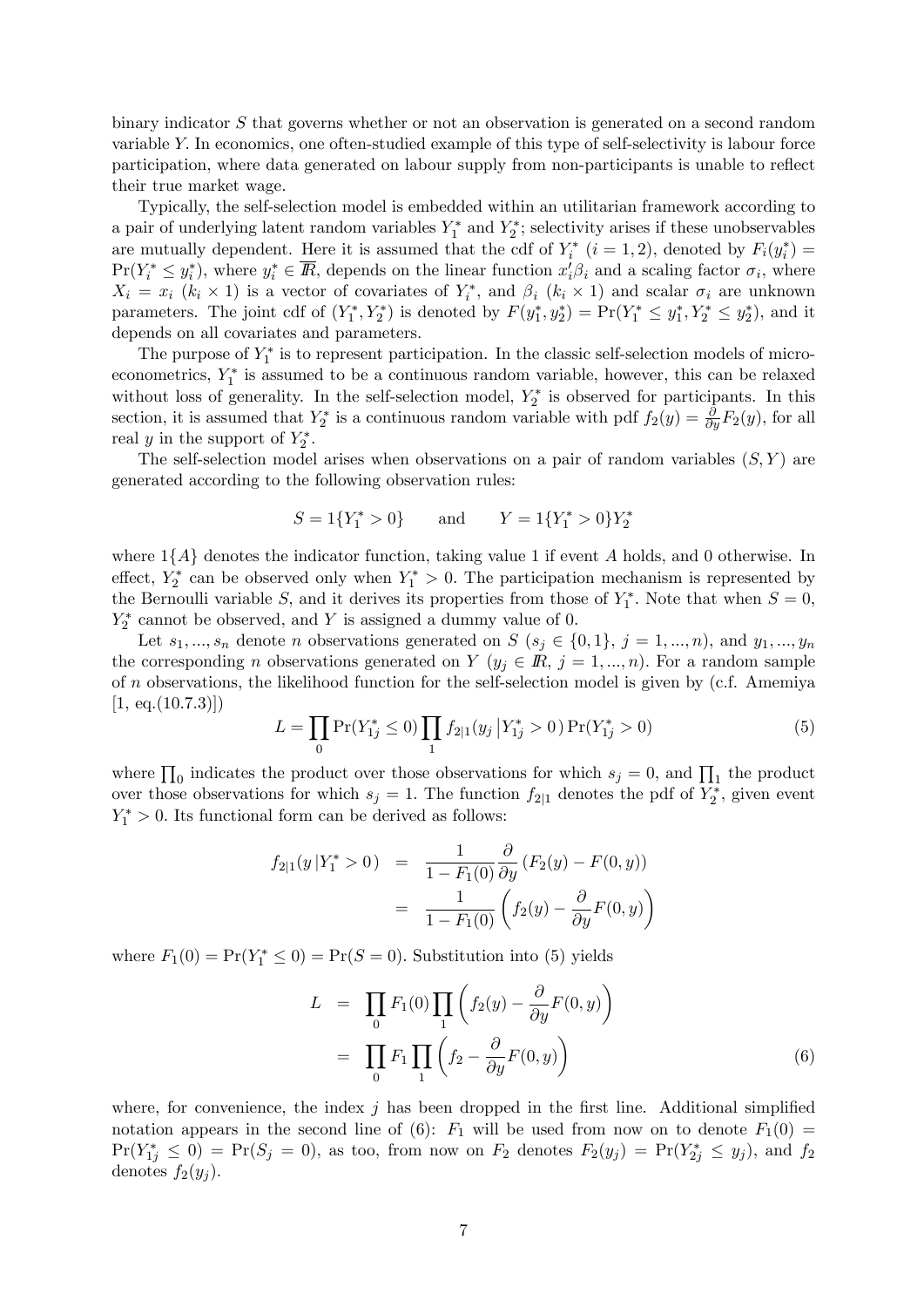binary indicator $S$ that governs whether or not an observation is generated on a second random variable $Y$. In economics, one often-studied example of this type of self-selectivity is labour force participation, where data generated on labour supply from non-participants is unable to reflect their true market wage.

Typically, the self-selection model is embedded within an utilitarian framework according to a pair of underlying latent random variables $Y_1^*$ and $Y_2^*$; selectivity arises if these unobservables are mutually dependent. Here it is assumed that the cdf of $Y_i^*$ $(i = 1, 2)$, denoted by $F_i(y_i^*) = \Pr(Y_i^* \leq y_i^*)$, where $y_i^* \in \overline{I\!R}$, depends on the linear function $x_i'\beta_i$ and a scaling factor $\sigma_i$, where $X_i = x_i$ $(k_i \times 1)$ is a vector of covariates of $Y_i^*$, and $\beta_i$ $(k_i \times 1)$ and scalar $\sigma_i$ are unknown parameters. The joint cdf of $(Y_1^*, Y_2^*)$ is denoted by $F(y_1^*, y_2^*) = \Pr(Y_1^* \leq y_1^*, Y_2^* \leq y_2^*)$, and it depends on all covariates and parameters.

The purpose of $Y_1^*$ is to represent participation. In the classic self-selection models of micro-econometrics, $Y_1^*$ is assumed to be a continuous random variable, however, this can be relaxed without loss of generality. In the self-selection model, $Y_2^*$ is observed for participants. In this section, it is assumed that $Y_2^*$ is a continuous random variable with pdf $f_2(y) = \frac{\partial}{\partial y}F_2(y)$, for all real $y$ in the support of $Y_2^*$.

The self-selection model arises when observations on a pair of random variables $(S, Y)$ are generated according to the following observation rules:

$$S = 1\{Y_1^* > 0\} \qquad \text{and} \qquad Y = 1\{Y_1^* > 0\}Y_2^*$$

where $1\{A\}$ denotes the indicator function, taking value 1 if event $A$ holds, and 0 otherwise. In effect, $Y_2^*$ can be observed only when $Y_1^* > 0$. The participation mechanism is represented by the Bernoulli variable $S$, and it derives its properties from those of $Y_1^*$. Note that when $S = 0$, $Y_2^*$ cannot be observed, and $Y$ is assigned a dummy value of 0.

Let $s_1, ..., s_n$ denote $n$ observations generated on $S$ $(s_j \in \{0, 1\},\ j = 1, ..., n)$, and $y_1, ..., y_n$ the corresponding $n$ observations generated on $Y$ $(y_j \in I\!R,\ j = 1, ..., n)$. For a random sample of $n$ observations, the likelihood function for the self-selection model is given by (c.f. Amemiya [1, eq.(10.7.3)])

$$L = \prod_0 \Pr(Y_{1j}^* \leq 0) \prod_1 f_{2|1}(y_j \,|Y_{1j}^* > 0\,) \Pr(Y_{1j}^* > 0) \tag{5}$$

where $\prod_0$ indicates the product over those observations for which $s_j = 0$, and $\prod_1$ the product over those observations for which $s_j = 1$. The function $f_{2|1}$ denotes the pdf of $Y_2^*$, given event $Y_1^* > 0$. Its functional form can be derived as follows:

$$\begin{aligned}
f_{2|1}(y\,|Y_1^* > 0\,) &= \frac{1}{1 - F_1(0)} \frac{\partial}{\partial y} \left(F_2(y) - F(0, y)\right) \\
&= \frac{1}{1 - F_1(0)} \left(f_2(y) - \frac{\partial}{\partial y}F(0, y)\right)
\end{aligned}$$

where $F_1(0) = \Pr(Y_1^* \leq 0) = \Pr(S = 0)$. Substitution into (5) yields

$$\begin{aligned}
L &= \prod_0 F_1(0) \prod_1 \left(f_2(y) - \frac{\partial}{\partial y}F(0, y)\right) \\
&= \prod_0 F_1 \prod_1 \left(f_2 - \frac{\partial}{\partial y}F(0, y)\right)
\end{aligned} \tag{6}$$

where, for convenience, the index $j$ has been dropped in the first line. Additional simplified notation appears in the second line of (6): $F_1$ will be used from now on to denote $F_1(0) = \Pr(Y_{1j}^* \leq 0) = \Pr(S_j = 0)$, as too, from now on $F_2$ denotes $F_2(y_j) = \Pr(Y_{2j}^* \leq y_j)$, and $f_2$ denotes $f_2(y_j)$.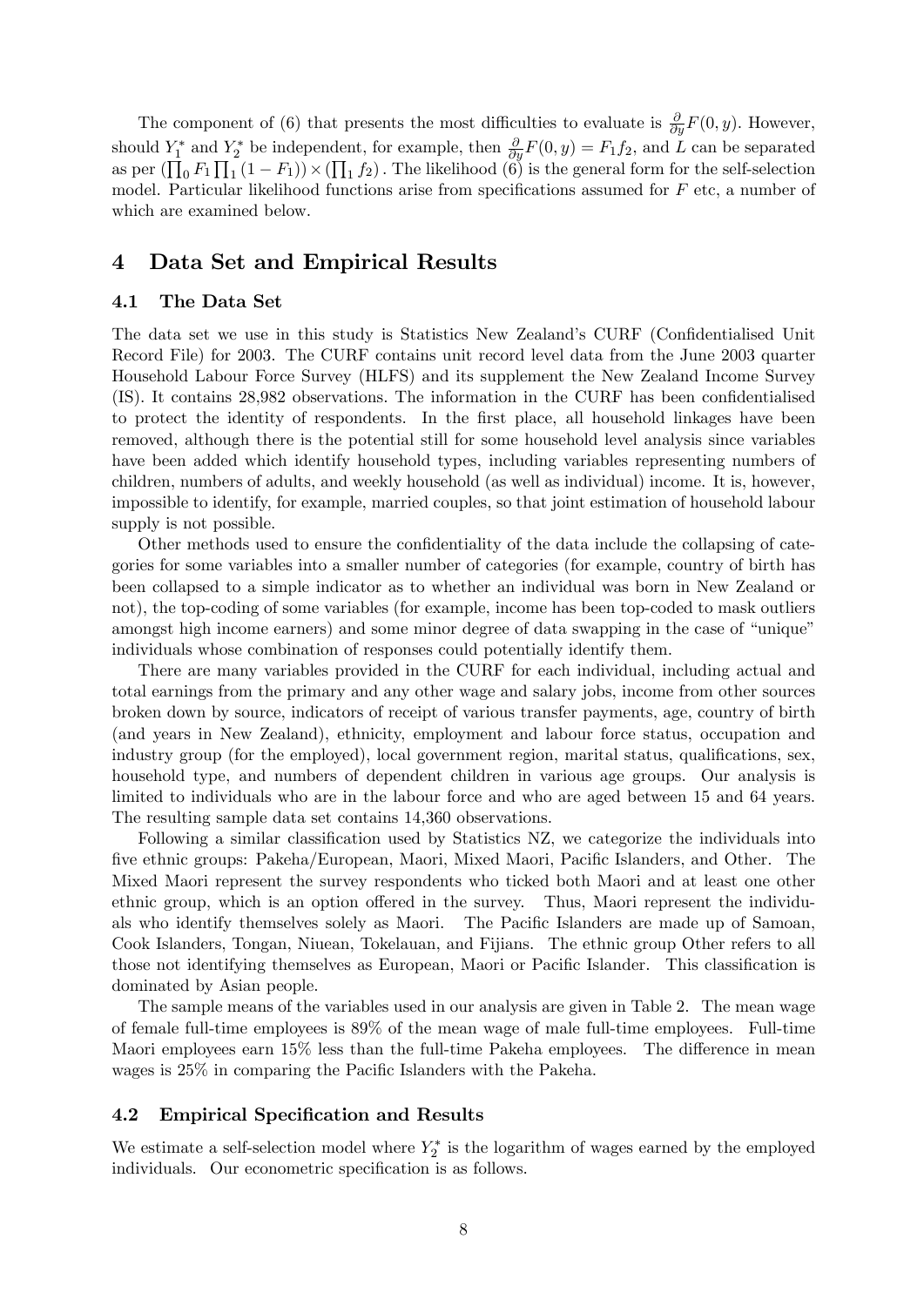The component of (6) that presents the most difficulties to evaluate is $\frac{\partial}{\partial y}F(0, y)$. However, should $Y_1^*$ and $Y_2^*$ be independent, for example, then $\frac{\partial}{\partial y}F(0, y) = F_1 f_2$, and $L$ can be separated as per $\left(\prod_0 F_1 \prod_1 (1 - F_1)\right) \times \left(\prod_1 f_2\right)$. The likelihood (6) is the general form for the self-selection model. Particular likelihood functions arise from specifications assumed for $F$ etc, a number of which are examined below.

## 4 Data Set and Empirical Results

### 4.1 The Data Set

The data set we use in this study is Statistics New Zealand's CURF (Confidentialised Unit Record File) for 2003. The CURF contains unit record level data from the June 2003 quarter Household Labour Force Survey (HLFS) and its supplement the New Zealand Income Survey (IS). It contains 28,982 observations. The information in the CURF has been confidentialised to protect the identity of respondents. In the first place, all household linkages have been removed, although there is the potential still for some household level analysis since variables have been added which identify household types, including variables representing numbers of children, numbers of adults, and weekly household (as well as individual) income. It is, however, impossible to identify, for example, married couples, so that joint estimation of household labour supply is not possible.

Other methods used to ensure the confidentiality of the data include the collapsing of categories for some variables into a smaller number of categories (for example, country of birth has been collapsed to a simple indicator as to whether an individual was born in New Zealand or not), the top-coding of some variables (for example, income has been top-coded to mask outliers amongst high income earners) and some minor degree of data swapping in the case of "unique" individuals whose combination of responses could potentially identify them.

There are many variables provided in the CURF for each individual, including actual and total earnings from the primary and any other wage and salary jobs, income from other sources broken down by source, indicators of receipt of various transfer payments, age, country of birth (and years in New Zealand), ethnicity, employment and labour force status, occupation and industry group (for the employed), local government region, marital status, qualifications, sex, household type, and numbers of dependent children in various age groups. Our analysis is limited to individuals who are in the labour force and who are aged between 15 and 64 years. The resulting sample data set contains 14,360 observations.

Following a similar classification used by Statistics NZ, we categorize the individuals into five ethnic groups: Pakeha/European, Maori, Mixed Maori, Pacific Islanders, and Other. The Mixed Maori represent the survey respondents who ticked both Maori and at least one other ethnic group, which is an option offered in the survey. Thus, Maori represent the individuals who identify themselves solely as Maori. The Pacific Islanders are made up of Samoan, Cook Islanders, Tongan, Niuean, Tokelauan, and Fijians. The ethnic group Other refers to all those not identifying themselves as European, Maori or Pacific Islander. This classification is dominated by Asian people.

The sample means of the variables used in our analysis are given in Table 2. The mean wage of female full-time employees is 89% of the mean wage of male full-time employees. Full-time Maori employees earn 15% less than the full-time Pakeha employees. The difference in mean wages is 25% in comparing the Pacific Islanders with the Pakeha.

### 4.2 Empirical Specification and Results

We estimate a self-selection model where $Y_2^*$ is the logarithm of wages earned by the employed individuals. Our econometric specification is as follows.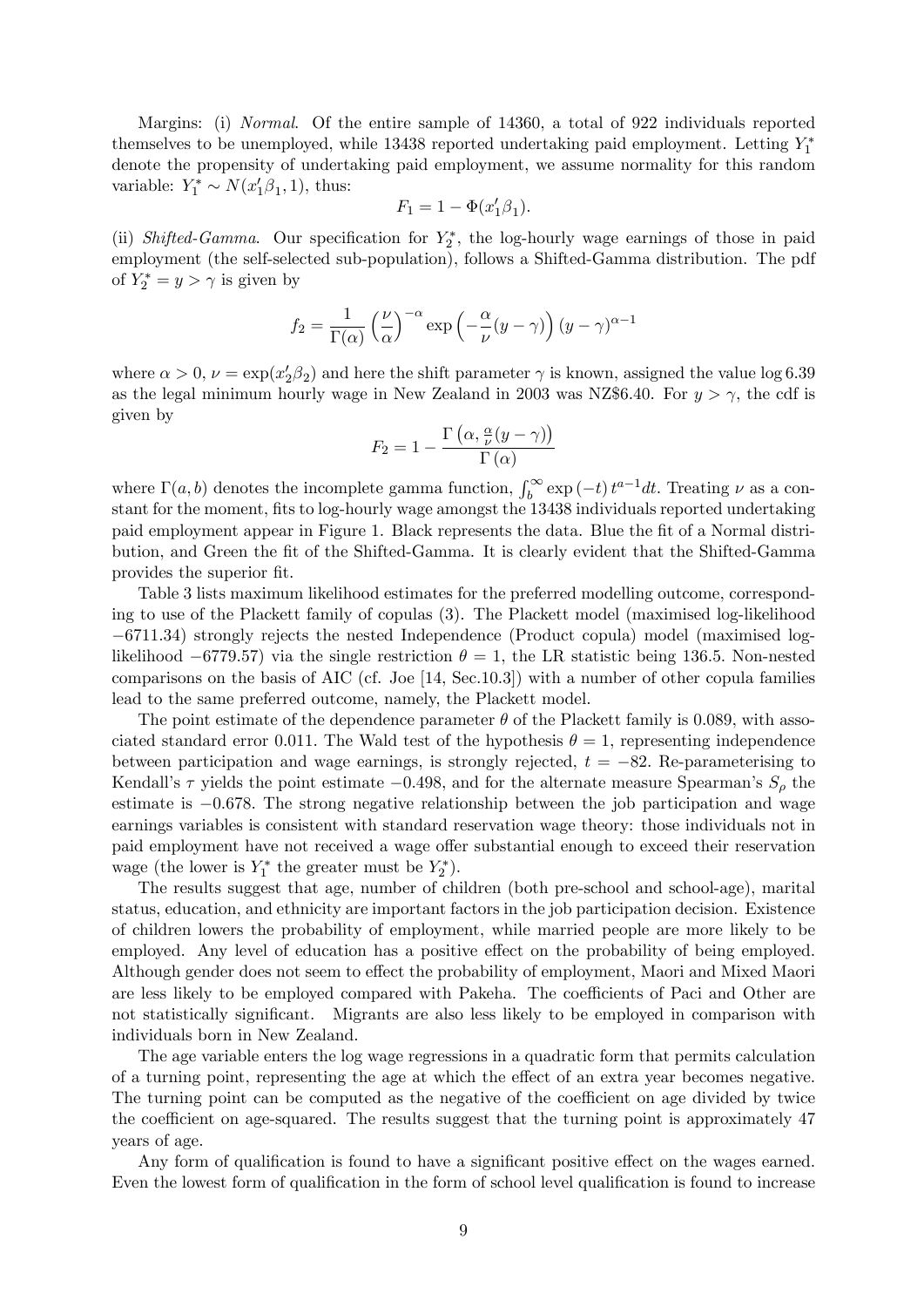Margins: (i) *Normal*. Of the entire sample of 14360, a total of 922 individuals reported themselves to be unemployed, while 13438 reported undertaking paid employment. Letting $Y_1^*$ denote the propensity of undertaking paid employment, we assume normality for this random variable: $Y_1^* \sim N(x_1'\beta_1, 1)$, thus:

$$F_1 = 1 - \Phi(x_1'\beta_1).$$

(ii) *Shifted-Gamma*. Our specification for $Y_2^*$, the log-hourly wage earnings of those in paid employment (the self-selected sub-population), follows a Shifted-Gamma distribution. The pdf of $Y_2^* = y > \gamma$ is given by

$$f_2 = \frac{1}{\Gamma(\alpha)} \left(\frac{\nu}{\alpha}\right)^{-\alpha} \exp\left(-\frac{\alpha}{\nu}(y - \gamma)\right)(y - \gamma)^{\alpha - 1}$$

where $\alpha > 0$, $\nu = \exp(x_2'\beta_2)$ and here the shift parameter $\gamma$ is known, assigned the value $\log 6.39$ as the legal minimum hourly wage in New Zealand in 2003 was NZ$6.40. For $y > \gamma$, the cdf is given by

$$F_2 = 1 - \frac{\Gamma\left(\alpha, \frac{\alpha}{\nu}(y - \gamma)\right)}{\Gamma(\alpha)}$$

where $\Gamma(a, b)$ denotes the incomplete gamma function, $\int_b^\infty \exp(-t)\, t^{a-1} dt$. Treating $\nu$ as a constant for the moment, fits to log-hourly wage amongst the 13438 individuals reported undertaking paid employment appear in Figure 1. Black represents the data. Blue the fit of a Normal distribution, and Green the fit of the Shifted-Gamma. It is clearly evident that the Shifted-Gamma provides the superior fit.

Table 3 lists maximum likelihood estimates for the preferred modelling outcome, corresponding to use of the Plackett family of copulas (3). The Plackett model (maximised log-likelihood $-6711.34$) strongly rejects the nested Independence (Product copula) model (maximised log-likelihood $-6779.57$) via the single restriction $\theta = 1$, the LR statistic being 136.5. Non-nested comparisons on the basis of AIC (cf. Joe [14, Sec.10.3]) with a number of other copula families lead to the same preferred outcome, namely, the Plackett model.

The point estimate of the dependence parameter $\theta$ of the Plackett family is 0.089, with associated standard error 0.011. The Wald test of the hypothesis $\theta = 1$, representing independence between participation and wage earnings, is strongly rejected, $t = -82$. Re-parameterising to Kendall's $\tau$ yields the point estimate $-0.498$, and for the alternate measure Spearman's $S_\rho$ the estimate is $-0.678$. The strong negative relationship between the job participation and wage earnings variables is consistent with standard reservation wage theory: those individuals not in paid employment have not received a wage offer substantial enough to exceed their reservation wage (the lower is $Y_1^*$ the greater must be $Y_2^*$).

The results suggest that age, number of children (both pre-school and school-age), marital status, education, and ethnicity are important factors in the job participation decision. Existence of children lowers the probability of employment, while married people are more likely to be employed. Any level of education has a positive effect on the probability of being employed. Although gender does not seem to effect the probability of employment, Maori and Mixed Maori are less likely to be employed compared with Pakeha. The coefficients of Paci and Other are not statistically significant. Migrants are also less likely to be employed in comparison with individuals born in New Zealand.

The age variable enters the log wage regressions in a quadratic form that permits calculation of a turning point, representing the age at which the effect of an extra year becomes negative. The turning point can be computed as the negative of the coefficient on age divided by twice the coefficient on age-squared. The results suggest that the turning point is approximately 47 years of age.

Any form of qualification is found to have a significant positive effect on the wages earned. Even the lowest form of qualification in the form of school level qualification is found to increase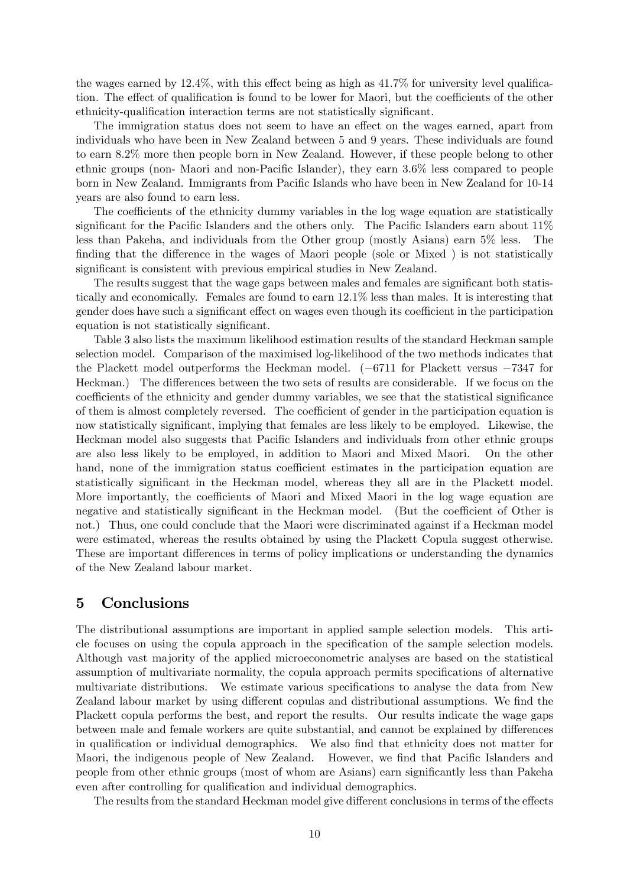the wages earned by 12.4%, with this effect being as high as 41.7% for university level qualification. The effect of qualification is found to be lower for Maori, but the coefficients of the other ethnicity-qualification interaction terms are not statistically significant.

The immigration status does not seem to have an effect on the wages earned, apart from individuals who have been in New Zealand between 5 and 9 years. These individuals are found to earn 8.2% more then people born in New Zealand. However, if these people belong to other ethnic groups (non- Maori and non-Pacific Islander), they earn 3.6% less compared to people born in New Zealand. Immigrants from Pacific Islands who have been in New Zealand for 10-14 years are also found to earn less.

The coefficients of the ethnicity dummy variables in the log wage equation are statistically significant for the Pacific Islanders and the others only. The Pacific Islanders earn about 11% less than Pakeha, and individuals from the Other group (mostly Asians) earn 5% less. The finding that the difference in the wages of Maori people (sole or Mixed ) is not statistically significant is consistent with previous empirical studies in New Zealand.

The results suggest that the wage gaps between males and females are significant both statistically and economically. Females are found to earn 12.1% less than males. It is interesting that gender does have such a significant effect on wages even though its coefficient in the participation equation is not statistically significant.

Table 3 also lists the maximum likelihood estimation results of the standard Heckman sample selection model. Comparison of the maximised log-likelihood of the two methods indicates that the Plackett model outperforms the Heckman model. ($-6711$ for Plackett versus $-7347$ for Heckman.) The differences between the two sets of results are considerable. If we focus on the coefficients of the ethnicity and gender dummy variables, we see that the statistical significance of them is almost completely reversed. The coefficient of gender in the participation equation is now statistically significant, implying that females are less likely to be employed. Likewise, the Heckman model also suggests that Pacific Islanders and individuals from other ethnic groups are also less likely to be employed, in addition to Maori and Mixed Maori. On the other hand, none of the immigration status coefficient estimates in the participation equation are statistically significant in the Heckman model, whereas they all are in the Plackett model. More importantly, the coefficients of Maori and Mixed Maori in the log wage equation are negative and statistically significant in the Heckman model. (But the coefficient of Other is not.) Thus, one could conclude that the Maori were discriminated against if a Heckman model were estimated, whereas the results obtained by using the Plackett Copula suggest otherwise. These are important differences in terms of policy implications or understanding the dynamics of the New Zealand labour market.

## 5 Conclusions

The distributional assumptions are important in applied sample selection models. This article focuses on using the copula approach in the specification of the sample selection models. Although vast majority of the applied microeconometric analyses are based on the statistical assumption of multivariate normality, the copula approach permits specifications of alternative multivariate distributions. We estimate various specifications to analyse the data from New Zealand labour market by using different copulas and distributional assumptions. We find the Plackett copula performs the best, and report the results. Our results indicate the wage gaps between male and female workers are quite substantial, and cannot be explained by differences in qualification or individual demographics. We also find that ethnicity does not matter for Maori, the indigenous people of New Zealand. However, we find that Pacific Islanders and people from other ethnic groups (most of whom are Asians) earn significantly less than Pakeha even after controlling for qualification and individual demographics.

The results from the standard Heckman model give different conclusions in terms of the effects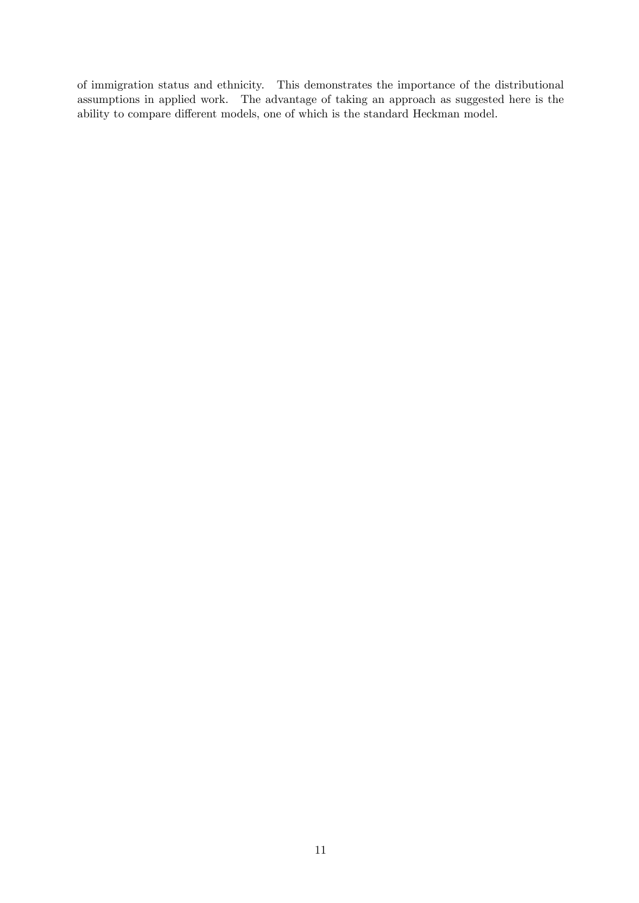of immigration status and ethnicity. This demonstrates the importance of the distributional assumptions in applied work. The advantage of taking an approach as suggested here is the ability to compare different models, one of which is the standard Heckman model.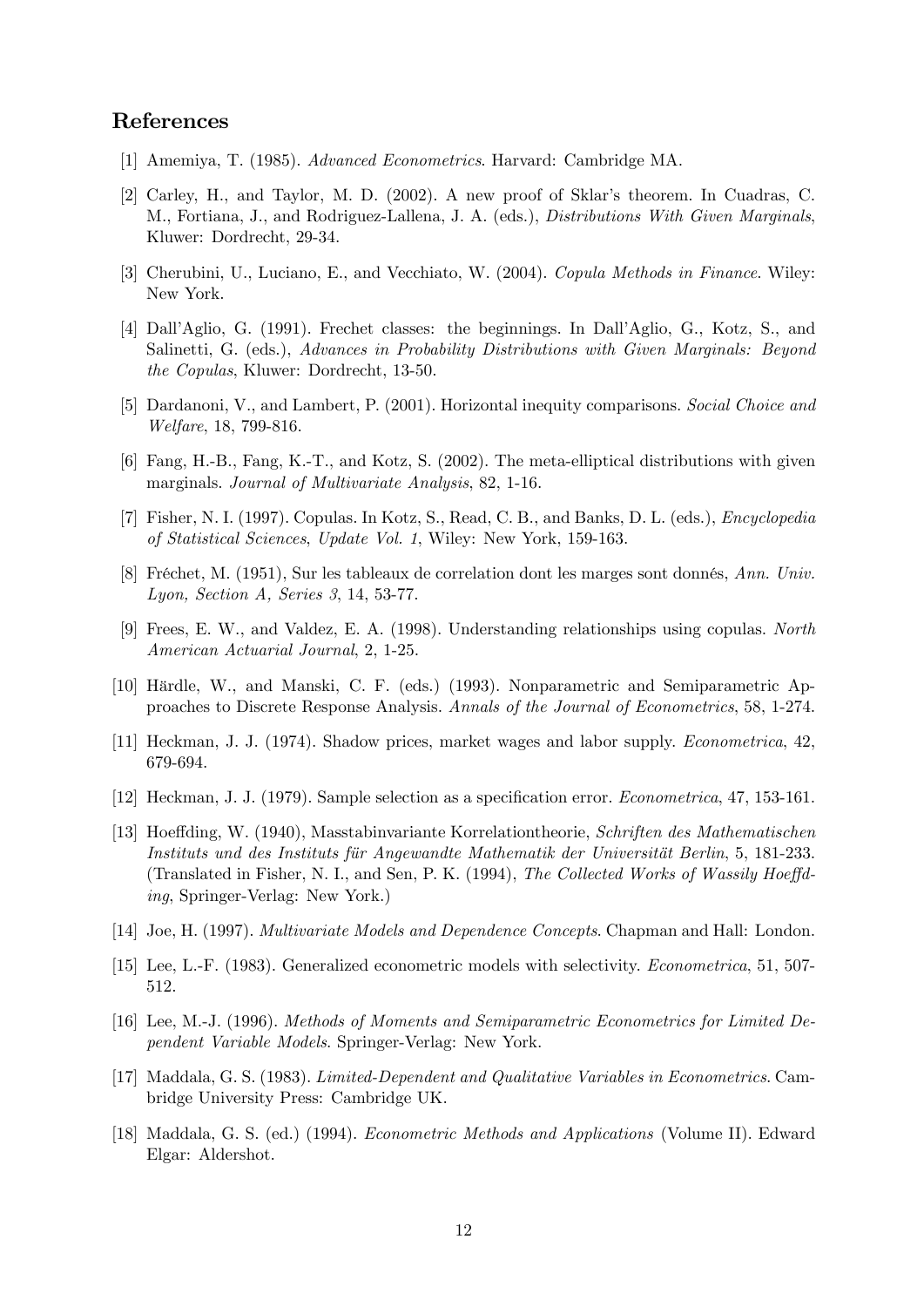## References

[1] Amemiya, T. (1985). *Advanced Econometrics*. Harvard: Cambridge MA.

[2] Carley, H., and Taylor, M. D. (2002). A new proof of Sklar's theorem. In Cuadras, C. M., Fortiana, J., and Rodriguez-Lallena, J. A. (eds.), *Distributions With Given Marginals*, Kluwer: Dordrecht, 29-34.

[3] Cherubini, U., Luciano, E., and Vecchiato, W. (2004). *Copula Methods in Finance*. Wiley: New York.

[4] Dall'Aglio, G. (1991). Frechet classes: the beginnings. In Dall'Aglio, G., Kotz, S., and Salinetti, G. (eds.), *Advances in Probability Distributions with Given Marginals: Beyond the Copulas*, Kluwer: Dordrecht, 13-50.

[5] Dardanoni, V., and Lambert, P. (2001). Horizontal inequity comparisons. *Social Choice and Welfare*, 18, 799-816.

[6] Fang, H.-B., Fang, K.-T., and Kotz, S. (2002). The meta-elliptical distributions with given marginals. *Journal of Multivariate Analysis*, 82, 1-16.

[7] Fisher, N. I. (1997). Copulas. In Kotz, S., Read, C. B., and Banks, D. L. (eds.), *Encyclopedia of Statistical Sciences*, *Update Vol. 1*, Wiley: New York, 159-163.

[8] Fréchet, M. (1951), Sur les tableaux de correlation dont les marges sont donnés, *Ann. Univ. Lyon, Section A, Series 3*, 14, 53-77.

[9] Frees, E. W., and Valdez, E. A. (1998). Understanding relationships using copulas. *North American Actuarial Journal*, 2, 1-25.

[10] Härdle, W., and Manski, C. F. (eds.) (1993). Nonparametric and Semiparametric Approaches to Discrete Response Analysis. *Annals of the Journal of Econometrics*, 58, 1-274.

[11] Heckman, J. J. (1974). Shadow prices, market wages and labor supply. *Econometrica*, 42, 679-694.

[12] Heckman, J. J. (1979). Sample selection as a specification error. *Econometrica*, 47, 153-161.

[13] Hoeffding, W. (1940), Masstabinvariante Korrelationtheorie, *Schriften des Mathematischen Instituts und des Instituts für Angewandte Mathematik der Universität Berlin*, 5, 181-233. (Translated in Fisher, N. I., and Sen, P. K. (1994), *The Collected Works of Wassily Hoeffding*, Springer-Verlag: New York.)

[14] Joe, H. (1997). *Multivariate Models and Dependence Concepts*. Chapman and Hall: London.

[15] Lee, L.-F. (1983). Generalized econometric models with selectivity. *Econometrica*, 51, 507-512.

[16] Lee, M.-J. (1996). *Methods of Moments and Semiparametric Econometrics for Limited Dependent Variable Models*. Springer-Verlag: New York.

[17] Maddala, G. S. (1983). *Limited-Dependent and Qualitative Variables in Econometrics*. Cambridge University Press: Cambridge UK.

[18] Maddala, G. S. (ed.) (1994). *Econometric Methods and Applications* (Volume II). Edward Elgar: Aldershot.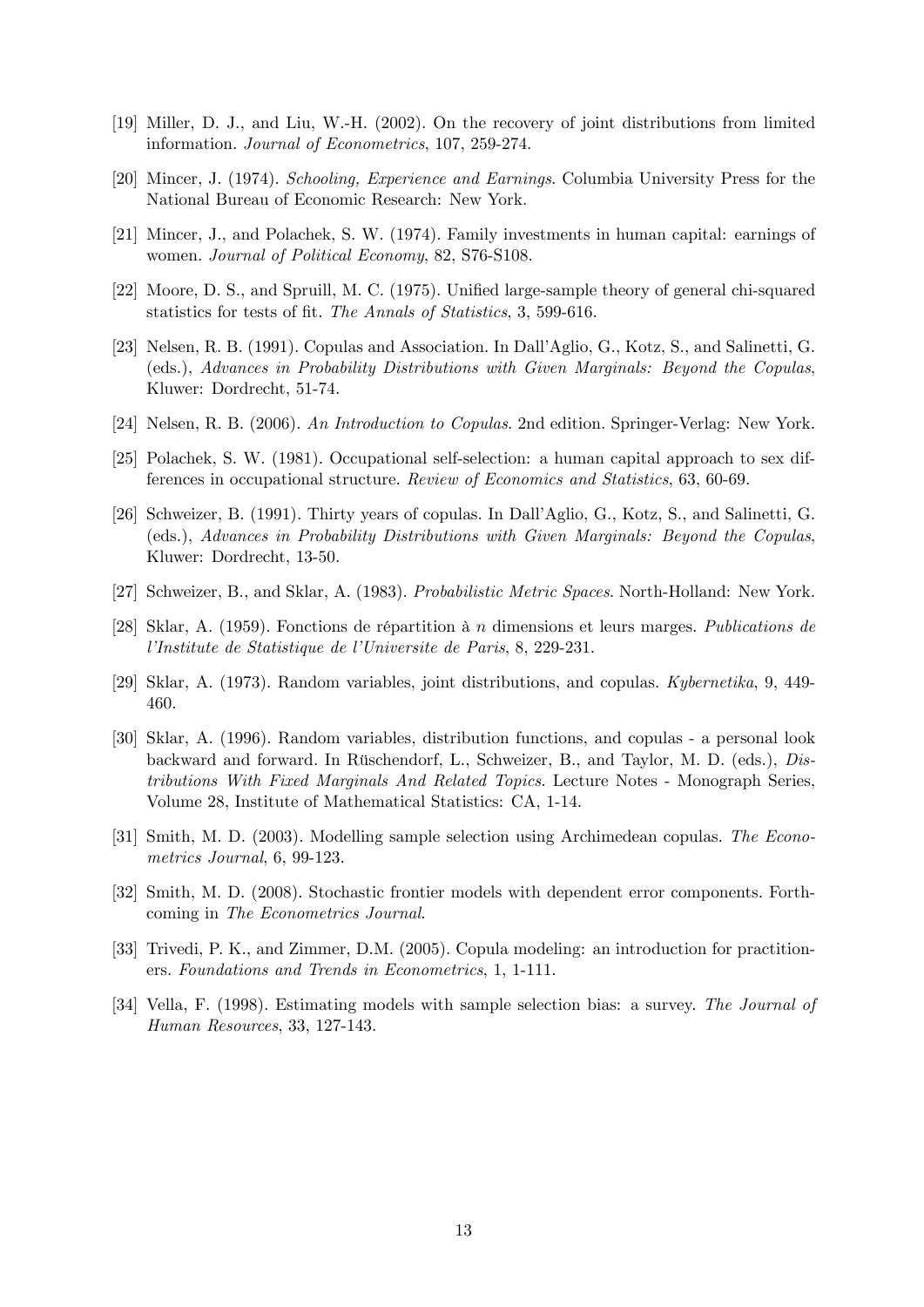[19] Miller, D. J., and Liu, W.-H. (2002). On the recovery of joint distributions from limited information. *Journal of Econometrics*, 107, 259-274.

[20] Mincer, J. (1974). *Schooling, Experience and Earnings*. Columbia University Press for the National Bureau of Economic Research: New York.

[21] Mincer, J., and Polachek, S. W. (1974). Family investments in human capital: earnings of women. *Journal of Political Economy*, 82, S76-S108.

[22] Moore, D. S., and Spruill, M. C. (1975). Unified large-sample theory of general chi-squared statistics for tests of fit. *The Annals of Statistics*, 3, 599-616.

[23] Nelsen, R. B. (1991). Copulas and Association. In Dall'Aglio, G., Kotz, S., and Salinetti, G. (eds.), *Advances in Probability Distributions with Given Marginals: Beyond the Copulas*, Kluwer: Dordrecht, 51-74.

[24] Nelsen, R. B. (2006). *An Introduction to Copulas*. 2nd edition. Springer-Verlag: New York.

[25] Polachek, S. W. (1981). Occupational self-selection: a human capital approach to sex differences in occupational structure. *Review of Economics and Statistics*, 63, 60-69.

[26] Schweizer, B. (1991). Thirty years of copulas. In Dall'Aglio, G., Kotz, S., and Salinetti, G. (eds.), *Advances in Probability Distributions with Given Marginals: Beyond the Copulas*, Kluwer: Dordrecht, 13-50.

[27] Schweizer, B., and Sklar, A. (1983). *Probabilistic Metric Spaces*. North-Holland: New York.

[28] Sklar, A. (1959). Fonctions de répartition à $n$ dimensions et leurs marges. *Publications de l'Institute de Statistique de l'Universite de Paris*, 8, 229-231.

[29] Sklar, A. (1973). Random variables, joint distributions, and copulas. *Kybernetika*, 9, 449-460.

[30] Sklar, A. (1996). Random variables, distribution functions, and copulas - a personal look backward and forward. In Rüschendorf, L., Schweizer, B., and Taylor, M. D. (eds.), *Distributions With Fixed Marginals And Related Topics*. Lecture Notes - Monograph Series, Volume 28, Institute of Mathematical Statistics: CA, 1-14.

[31] Smith, M. D. (2003). Modelling sample selection using Archimedean copulas. *The Econometrics Journal*, 6, 99-123.

[32] Smith, M. D. (2008). Stochastic frontier models with dependent error components. Forthcoming in *The Econometrics Journal*.

[33] Trivedi, P. K., and Zimmer, D.M. (2005). Copula modeling: an introduction for practitioners. *Foundations and Trends in Econometrics*, 1, 1-111.

[34] Vella, F. (1998). Estimating models with sample selection bias: a survey. *The Journal of Human Resources*, 33, 127-143.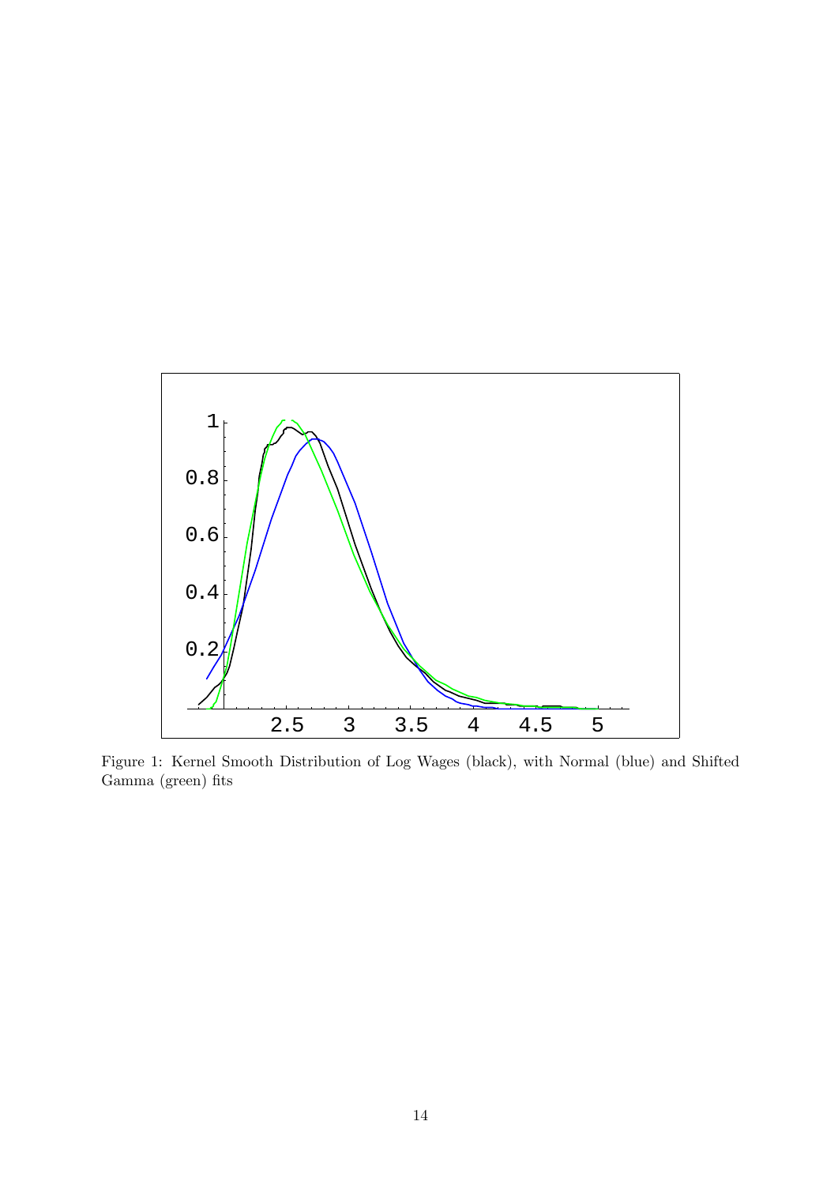Figure 1: Kernel Smooth Distribution of Log Wages (black), with Normal (blue) and Shifted Gamma (green) fits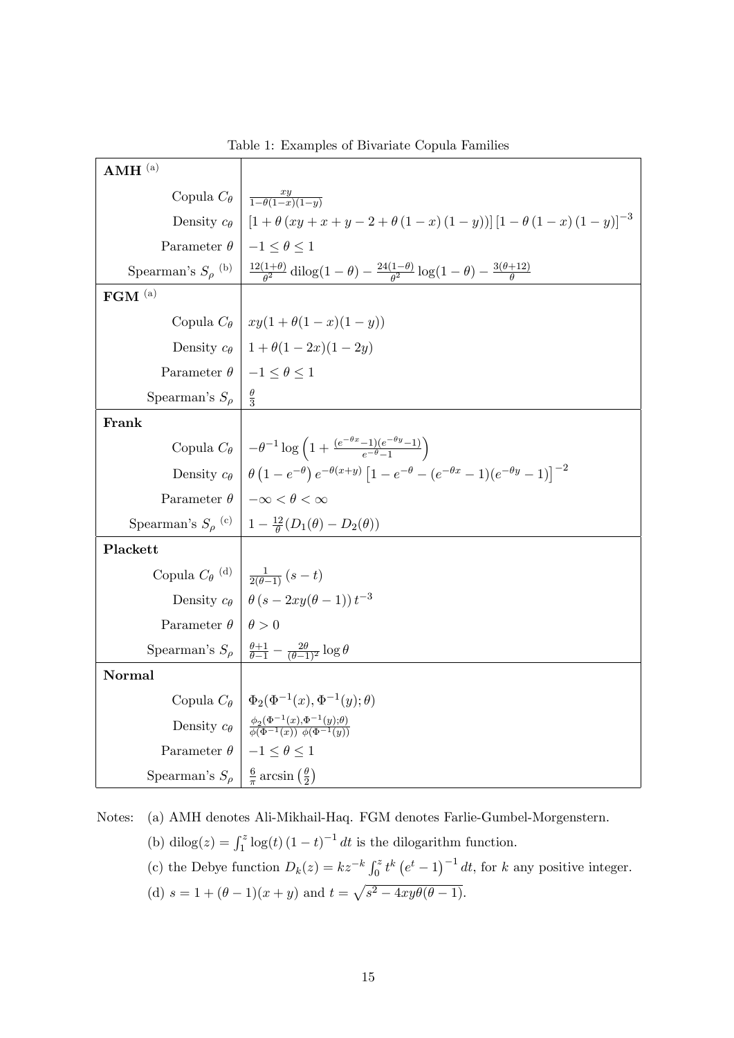Table 1: Examples of Bivariate Copula Families

| | |
|---|---|
| **AMH** [(a)] | |
| Copula $C_\theta$ | $\frac{xy}{1-\theta(1-x)(1-y)}$ |
| Density $c_\theta$ | $\left[1+\theta\left(xy+x+y-2+\theta\left(1-x\right)\left(1-y\right)\right)\right]\left[1-\theta\left(1-x\right)\left(1-y\right)\right]^{-3}$ |
| Parameter $\theta$ | $-1 \leq \theta \leq 1$ |
| Spearman's $S_\rho$ [(b)] | $\frac{12(1+\theta)}{\theta^2}\,\text{dilog}(1-\theta) - \frac{24(1-\theta)}{\theta^2}\log(1-\theta) - \frac{3(\theta+12)}{\theta}$ |
| **FGM** [(a)] | |
| Copula $C_\theta$ | $xy(1+\theta(1-x)(1-y))$ |
| Density $c_\theta$ | $1+\theta(1-2x)(1-2y)$ |
| Parameter $\theta$ | $-1 \leq \theta \leq 1$ |
| Spearman's $S_\rho$ | $\frac{\theta}{3}$ |
| **Frank** | |
| Copula $C_\theta$ | $-\theta^{-1}\log\left(1+\frac{(e^{-\theta x}-1)(e^{-\theta y}-1)}{e^{-\theta}-1}\right)$ |
| Density $c_\theta$ | $\theta\left(1-e^{-\theta}\right)e^{-\theta(x+y)}\left[1-e^{-\theta}-(e^{-\theta x}-1)(e^{-\theta y}-1)\right]^{-2}$ |
| Parameter $\theta$ | $-\infty < \theta < \infty$ |
| Spearman's $S_\rho$ [(c)] | $1-\frac{12}{\theta}(D_1(\theta)-D_2(\theta))$ |
| **Plackett** | |
| Copula $C_\theta$ [(d)] | $\frac{1}{2(\theta-1)}\left(s-t\right)$ |
| Density $c_\theta$ | $\theta\left(s-2xy(\theta-1)\right)t^{-3}$ |
| Parameter $\theta$ | $\theta > 0$ |
| Spearman's $S_\rho$ | $\frac{\theta+1}{\theta-1}-\frac{2\theta}{(\theta-1)^2}\log\theta$ |
| **Normal** | |
| Copula $C_\theta$ | $\Phi_2(\Phi^{-1}(x),\Phi^{-1}(y);\theta)$ |
| Density $c_\theta$ | $\frac{\phi_2(\Phi^{-1}(x),\Phi^{-1}(y);\theta)}{\phi(\Phi^{-1}(x))\ \phi(\Phi^{-1}(y))}$ |
| Parameter $\theta$ | $-1 \leq \theta \leq 1$ |
| Spearman's $S_\rho$ | $\frac{6}{\pi}\arcsin\left(\frac{\theta}{2}\right)$ |

Notes: (a) AMH denotes Ali-Mikhail-Haq. FGM denotes Farlie-Gumbel-Morgenstern.

(b) $\text{dilog}(z) = \int_1^z \log(t)\left(1-t\right)^{-1}dt$ is the dilogarithm function.

(c) the Debye function $D_k(z) = kz^{-k}\int_0^z t^k\left(e^t-1\right)^{-1}dt$, for $k$ any positive integer.

(d) $s = 1+(\theta-1)(x+y)$ and $t = \sqrt{s^2-4xy\theta(\theta-1)}$.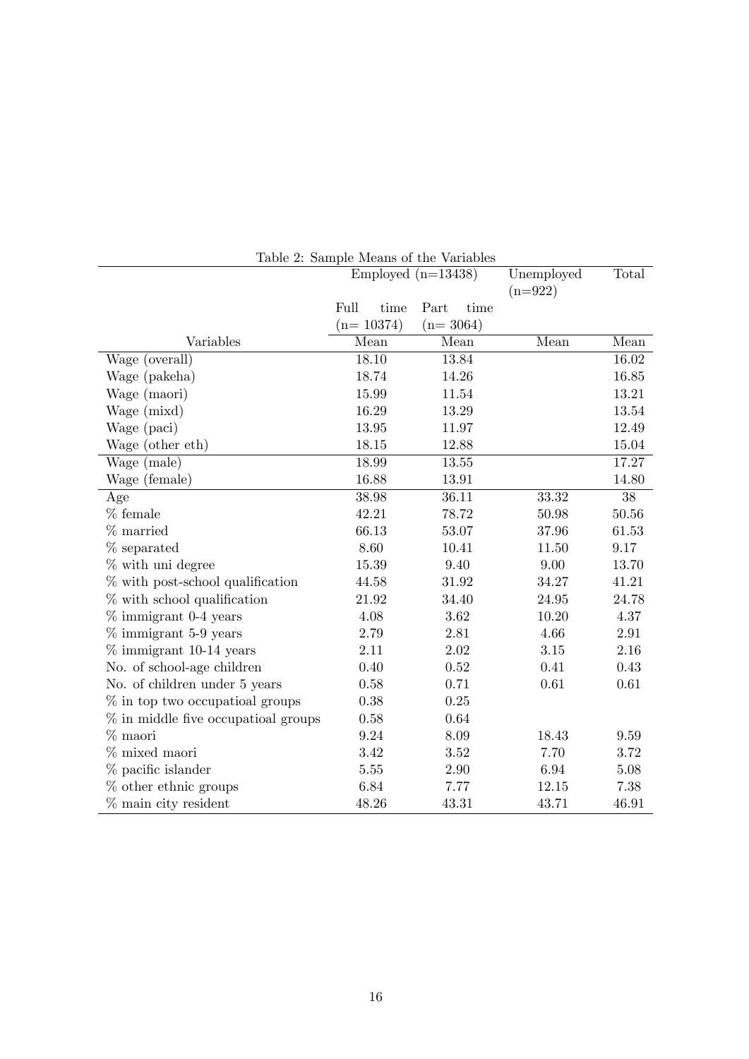Table 2: Sample Means of the Variables

| | Employed (n=13438) | | Unemployed (n=922) | Total |
|---|---|---|---|---|
| | Full time (n= 10374) | Part time (n= 3064) | | |
| Variables | Mean | Mean | Mean | Mean |
| Wage (overall) | 18.10 | 13.84 | | 16.02 |
| Wage (pakeha) | 18.74 | 14.26 | | 16.85 |
| Wage (maori) | 15.99 | 11.54 | | 13.21 |
| Wage (mixd) | 16.29 | 13.29 | | 13.54 |
| Wage (paci) | 13.95 | 11.97 | | 12.49 |
| Wage (other eth) | 18.15 | 12.88 | | 15.04 |
| Wage (male) | 18.99 | 13.55 | | 17.27 |
| Wage (female) | 16.88 | 13.91 | | 14.80 |
| Age | 38.98 | 36.11 | 33.32 | 38 |
| % female | 42.21 | 78.72 | 50.98 | 50.56 |
| % married | 66.13 | 53.07 | 37.96 | 61.53 |
| % separated | 8.60 | 10.41 | 11.50 | 9.17 |
| % with uni degree | 15.39 | 9.40 | 9.00 | 13.70 |
| % with post-school qualification | 44.58 | 31.92 | 34.27 | 41.21 |
| % with school qualification | 21.92 | 34.40 | 24.95 | 24.78 |
| % immigrant 0-4 years | 4.08 | 3.62 | 10.20 | 4.37 |
| % immigrant 5-9 years | 2.79 | 2.81 | 4.66 | 2.91 |
| % immigrant 10-14 years | 2.11 | 2.02 | 3.15 | 2.16 |
| No. of school-age children | 0.40 | 0.52 | 0.41 | 0.43 |
| No. of children under 5 years | 0.58 | 0.71 | 0.61 | 0.61 |
| % in top two occupatioal groups | 0.38 | 0.25 | | |
| % in middle five occupatioal groups | 0.58 | 0.64 | | |
| % maori | 9.24 | 8.09 | 18.43 | 9.59 |
| % mixed maori | 3.42 | 3.52 | 7.70 | 3.72 |
| % pacific islander | 5.55 | 2.90 | 6.94 | 5.08 |
| % other ethnic groups | 6.84 | 7.77 | 12.15 | 7.38 |
| % main city resident | 48.26 | 43.31 | 43.71 | 46.91 |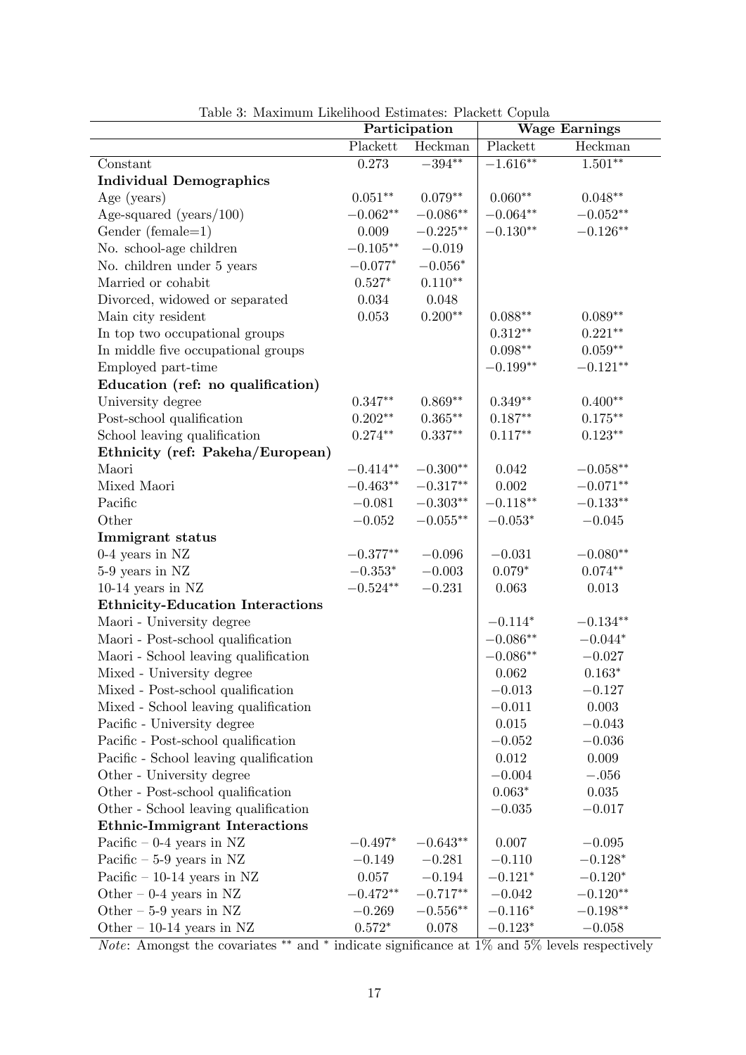Table 3: Maximum Likelihood Estimates: Plackett Copula

| | Participation | | Wage Earnings | |
|---|---|---|---|---|
| | Plackett | Heckman | Plackett | Heckman |
| Constant | 0.273 | $-394^{**}$ | $-1.616^{**}$ | $1.501^{**}$ |
| **Individual Demographics** | | | | |
| Age (years) | $0.051^{**}$ | $0.079^{**}$ | $0.060^{**}$ | $0.048^{**}$ |
| Age-squared (years/100) | $-0.062^{**}$ | $-0.086^{**}$ | $-0.064^{**}$ | $-0.052^{**}$ |
| Gender (female=1) | 0.009 | $-0.225^{**}$ | $-0.130^{**}$ | $-0.126^{**}$ |
| No. school-age children | $-0.105^{**}$ | $-0.019$ | | |
| No. children under 5 years | $-0.077^{*}$ | $-0.056^{*}$ | | |
| Married or cohabit | $0.527^{*}$ | $0.110^{**}$ | | |
| Divorced, widowed or separated | 0.034 | 0.048 | | |
| Main city resident | 0.053 | $0.200^{**}$ | $0.088^{**}$ | $0.089^{**}$ |
| In top two occupational groups | | | $0.312^{**}$ | $0.221^{**}$ |
| In middle five occupational groups | | | $0.098^{**}$ | $0.059^{**}$ |
| Employed part-time | | | $-0.199^{**}$ | $-0.121^{**}$ |
| **Education (ref: no qualification)** | | | | |
| University degree | $0.347^{**}$ | $0.869^{**}$ | $0.349^{**}$ | $0.400^{**}$ |
| Post-school qualification | $0.202^{**}$ | $0.365^{**}$ | $0.187^{**}$ | $0.175^{**}$ |
| School leaving qualification | $0.274^{**}$ | $0.337^{**}$ | $0.117^{**}$ | $0.123^{**}$ |
| **Ethnicity (ref: Pakeha/European)** | | | | |
| Maori | $-0.414^{**}$ | $-0.300^{**}$ | 0.042 | $-0.058^{**}$ |
| Mixed Maori | $-0.463^{**}$ | $-0.317^{**}$ | 0.002 | $-0.071^{**}$ |
| Pacific | $-0.081$ | $-0.303^{**}$ | $-0.118^{**}$ | $-0.133^{**}$ |
| Other | $-0.052$ | $-0.055^{**}$ | $-0.053^{*}$ | $-0.045$ |
| **Immigrant status** | | | | |
| 0-4 years in NZ | $-0.377^{**}$ | $-0.096$ | $-0.031$ | $-0.080^{**}$ |
| 5-9 years in NZ | $-0.353^{*}$ | $-0.003$ | $0.079^{*}$ | $0.074^{**}$ |
| 10-14 years in NZ | $-0.524^{**}$ | $-0.231$ | 0.063 | 0.013 |
| **Ethnicity-Education Interactions** | | | | |
| Maori - University degree | | | $-0.114^{*}$ | $-0.134^{**}$ |
| Maori - Post-school qualification | | | $-0.086^{**}$ | $-0.044^{*}$ |
| Maori - School leaving qualification | | | $-0.086^{**}$ | $-0.027$ |
| Mixed - University degree | | | 0.062 | $0.163^{*}$ |
| Mixed - Post-school qualification | | | $-0.013$ | $-0.127$ |
| Mixed - School leaving qualification | | | $-0.011$ | 0.003 |
| Pacific - University degree | | | 0.015 | $-0.043$ |
| Pacific - Post-school qualification | | | $-0.052$ | $-0.036$ |
| Pacific - School leaving qualification | | | 0.012 | 0.009 |
| Other - University degree | | | $-0.004$ | $-.056$ |
| Other - Post-school qualification | | | $0.063^{*}$ | 0.035 |
| Other - School leaving qualification | | | $-0.035$ | $-0.017$ |
| **Ethnic-Immigrant Interactions** | | | | |
| Pacific – 0-4 years in NZ | $-0.497^{*}$ | $-0.643^{**}$ | 0.007 | $-0.095$ |
| Pacific – 5-9 years in NZ | $-0.149$ | $-0.281$ | $-0.110$ | $-0.128^{*}$ |
| Pacific – 10-14 years in NZ | 0.057 | $-0.194$ | $-0.121^{*}$ | $-0.120^{*}$ |
| Other – 0-4 years in NZ | $-0.472^{**}$ | $-0.717^{**}$ | $-0.042$ | $-0.120^{**}$ |
| Other – 5-9 years in NZ | $-0.269$ | $-0.556^{**}$ | $-0.116^{*}$ | $-0.198^{**}$ |
| Other – 10-14 years in NZ | $0.572^{*}$ | 0.078 | $-0.123^{*}$ | $-0.058$ |

*Note*: Amongst the covariates ** and * indicate significance at 1% and 5% levels respectively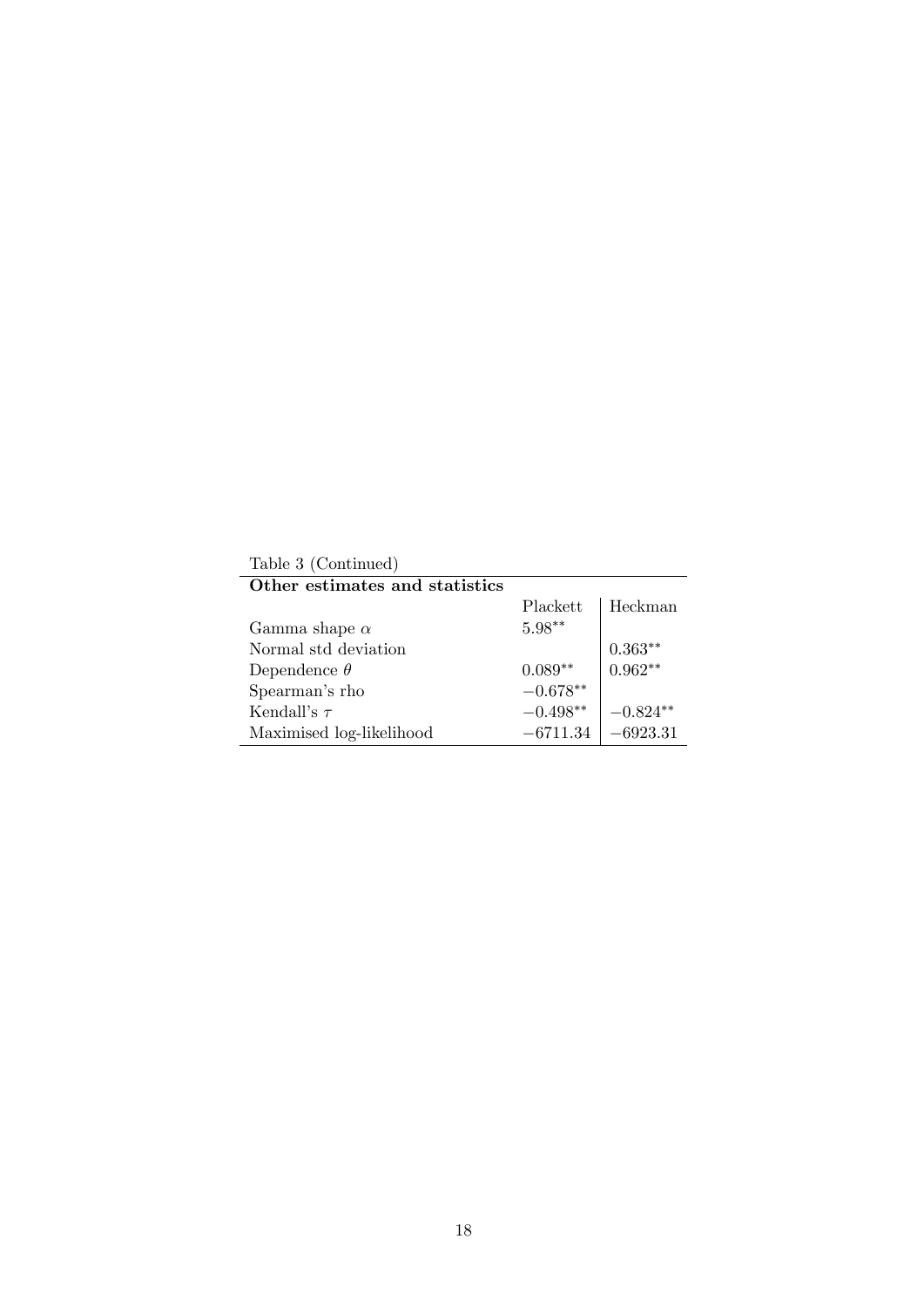Table 3 (Continued)

| **Other estimates and statistics** | | |
| --- | --- | --- |
| | Plackett | Heckman |
| Gamma shape $\alpha$ | $5.98^{**}$ | |
| Normal std deviation | | $0.363^{**}$ |
| Dependence $\theta$ | $0.089^{**}$ | $0.962^{**}$ |
| Spearman's rho | $-0.678^{**}$ | |
| Kendall's $\tau$ | $-0.498^{**}$ | $-0.824^{**}$ |
| Maximised log-likelihood | $-6711.34$ | $-6923.31$ |